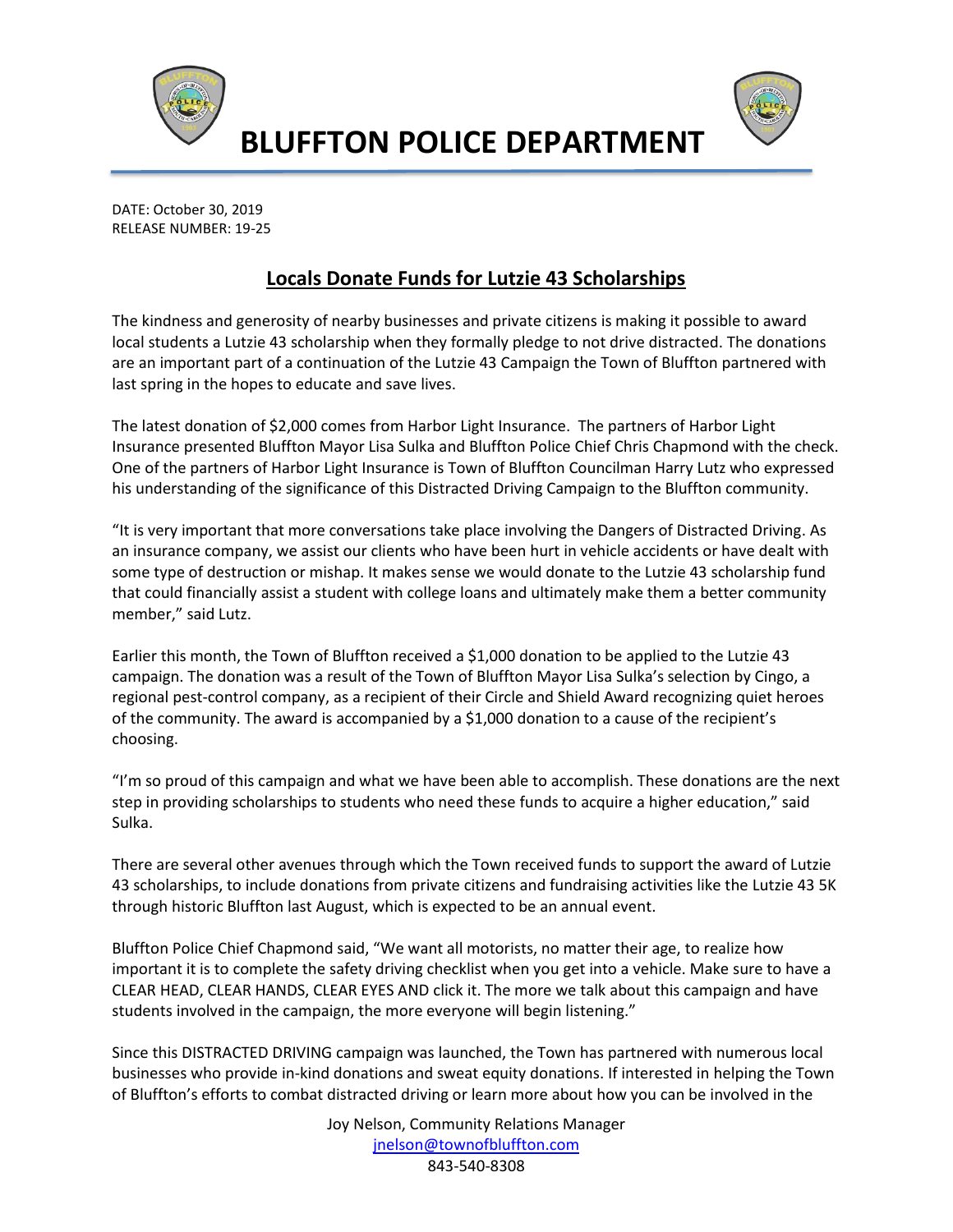# BLUFFTON POLICE DEPARTMENT

DATE: October 30, 2019
RELEASE NUMBER: 19-25

## Locals Donate Funds for Lutzie 43 Scholarships

The kindness and generosity of nearby businesses and private citizens is making it possible to award local students a Lutzie 43 scholarship when they formally pledge to not drive distracted. The donations are an important part of a continuation of the Lutzie 43 Campaign the Town of Bluffton partnered with last spring in the hopes to educate and save lives.

The latest donation of $2,000 comes from Harbor Light Insurance. The partners of Harbor Light Insurance presented Bluffton Mayor Lisa Sulka and Bluffton Police Chief Chris Chapmond with the check. One of the partners of Harbor Light Insurance is Town of Bluffton Councilman Harry Lutz who expressed his understanding of the significance of this Distracted Driving Campaign to the Bluffton community.

“It is very important that more conversations take place involving the Dangers of Distracted Driving. As an insurance company, we assist our clients who have been hurt in vehicle accidents or have dealt with some type of destruction or mishap. It makes sense we would donate to the Lutzie 43 scholarship fund that could financially assist a student with college loans and ultimately make them a better community member,” said Lutz.

Earlier this month, the Town of Bluffton received a $1,000 donation to be applied to the Lutzie 43 campaign. The donation was a result of the Town of Bluffton Mayor Lisa Sulka’s selection by Cingo, a regional pest-control company, as a recipient of their Circle and Shield Award recognizing quiet heroes of the community. The award is accompanied by a $1,000 donation to a cause of the recipient’s choosing.

“I’m so proud of this campaign and what we have been able to accomplish. These donations are the next step in providing scholarships to students who need these funds to acquire a higher education,” said Sulka.

There are several other avenues through which the Town received funds to support the award of Lutzie 43 scholarships, to include donations from private citizens and fundraising activities like the Lutzie 43 5K through historic Bluffton last August, which is expected to be an annual event.

Bluffton Police Chief Chapmond said, “We want all motorists, no matter their age, to realize how important it is to complete the safety driving checklist when you get into a vehicle. Make sure to have a CLEAR HEAD, CLEAR HANDS, CLEAR EYES AND click it. The more we talk about this campaign and have students involved in the campaign, the more everyone will begin listening.”

Since this DISTRACTED DRIVING campaign was launched, the Town has partnered with numerous local businesses who provide in-kind donations and sweat equity donations. If interested in helping the Town of Bluffton’s efforts to combat distracted driving or learn more about how you can be involved in the

Joy Nelson, Community Relations Manager
jnelson@townofbluffton.com
843-540-8308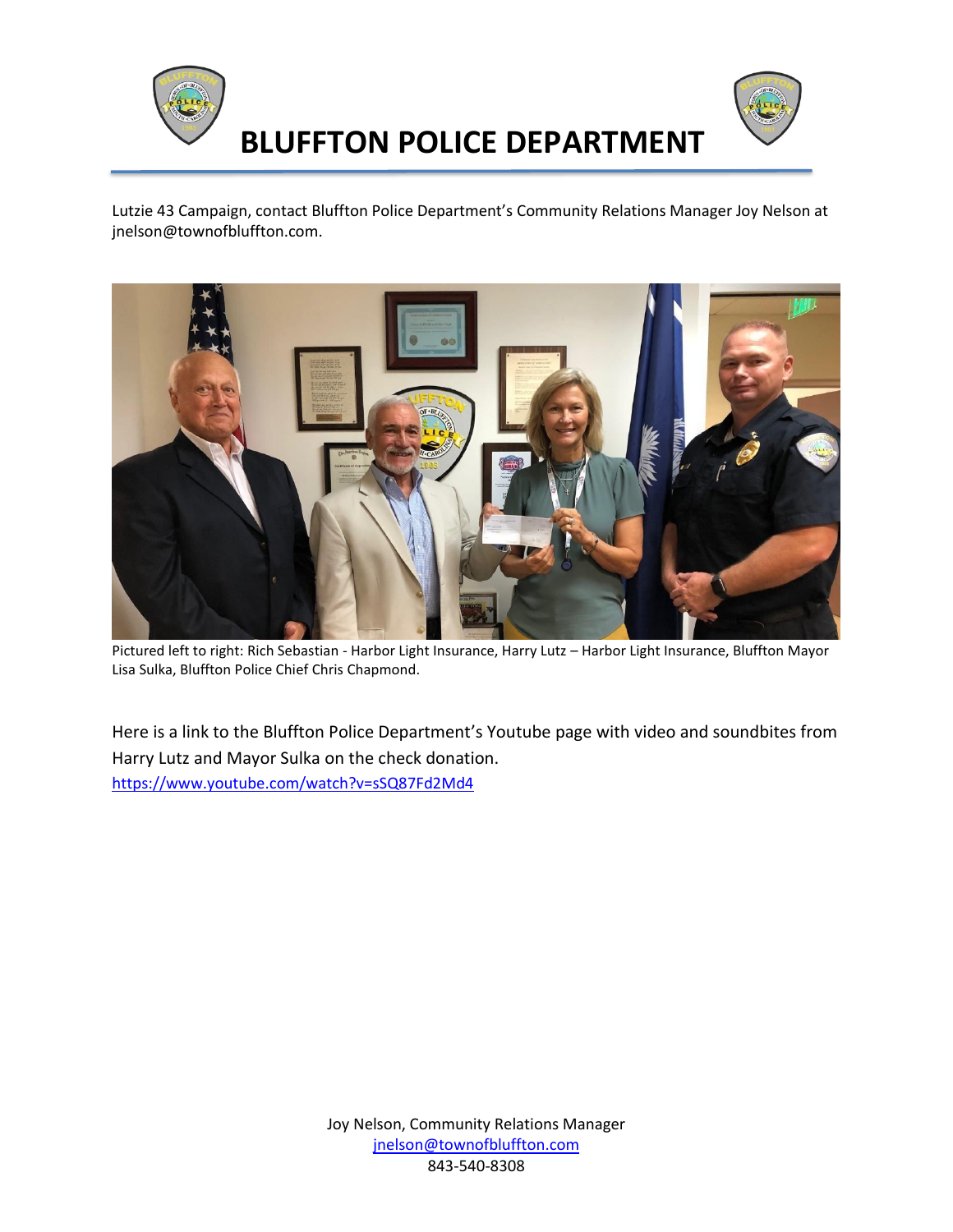Lutzie 43 Campaign, contact Bluffton Police Department's Community Relations Manager Joy Nelson at jnelson@townofbluffton.com.

Pictured left to right: Rich Sebastian - Harbor Light Insurance, Harry Lutz – Harbor Light Insurance, Bluffton Mayor Lisa Sulka, Bluffton Police Chief Chris Chapmond.

Here is a link to the Bluffton Police Department's Youtube page with video and soundbites from Harry Lutz and Mayor Sulka on the check donation.
https://www.youtube.com/watch?v=sSQ87Fd2Md4

Joy Nelson, Community Relations Manager
jnelson@townofbluffton.com
843-540-8308